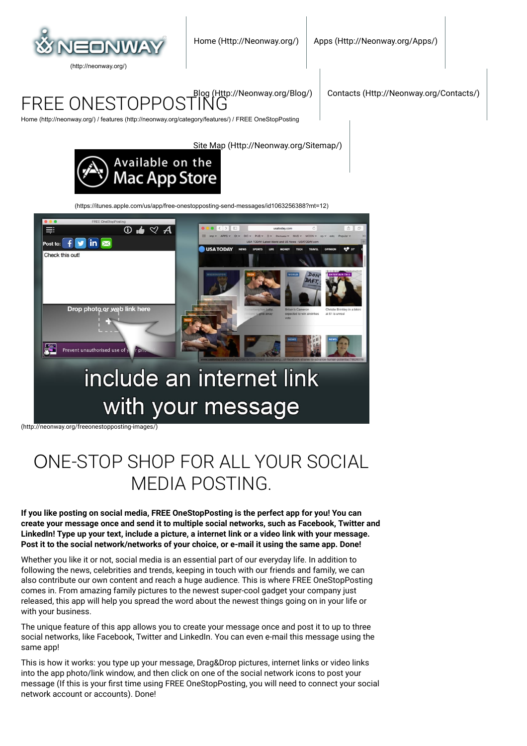(http://neonway.org/)

Home (Http://Neonway.org/) | Apps (Http://Neonway.org/Apps/) | Blog (Http://Neonway.org/Blog/) | Contacts (Http://Neonway.org/Contacts/) | Site Map (Http://Neonway.org/Sitemap/)

# FREE ONESTOPPOSTING

Home (http://neonway.org/) / features (http://neonway.org/category/features/) / FREE OneStopPosting

(https://itunes.apple.com/us/app/free-onestopposting-send-messages/id1063256388?mt=12)

(http://neonway.org/freeonestopposting-images/)

## ONE-STOP SHOP FOR ALL YOUR SOCIAL MEDIA POSTING.

**If you like posting on social media, FREE OneStopPosting is the perfect app for you! You can create your message once and send it to multiple social networks, such as Facebook, Twitter and LinkedIn! Type up your text, include a picture, a internet link or a video link with your message. Post it to the social network/networks of your choice, or e-mail it using the same app. Done!**

Whether you like it or not, social media is an essential part of our everyday life. In addition to following the news, celebrities and trends, keeping in touch with our friends and family, we can also contribute our own content and reach a huge audience. This is where FREE OneStopPosting comes in. From amazing family pictures to the newest super-cool gadget your company just released, this app will help you spread the word about the newest things going on in your life or with your business.

The unique feature of this app allows you to create your message once and post it to up to three social networks, like Facebook, Twitter and LinkedIn. You can even e-mail this message using the same app!

This is how it works: you type up your message, Drag&Drop pictures, internet links or video links into the app photo/link window, and then click on one of the social network icons to post your message (If this is your first time using FREE OneStopPosting, you will need to connect your social network account or accounts). Done!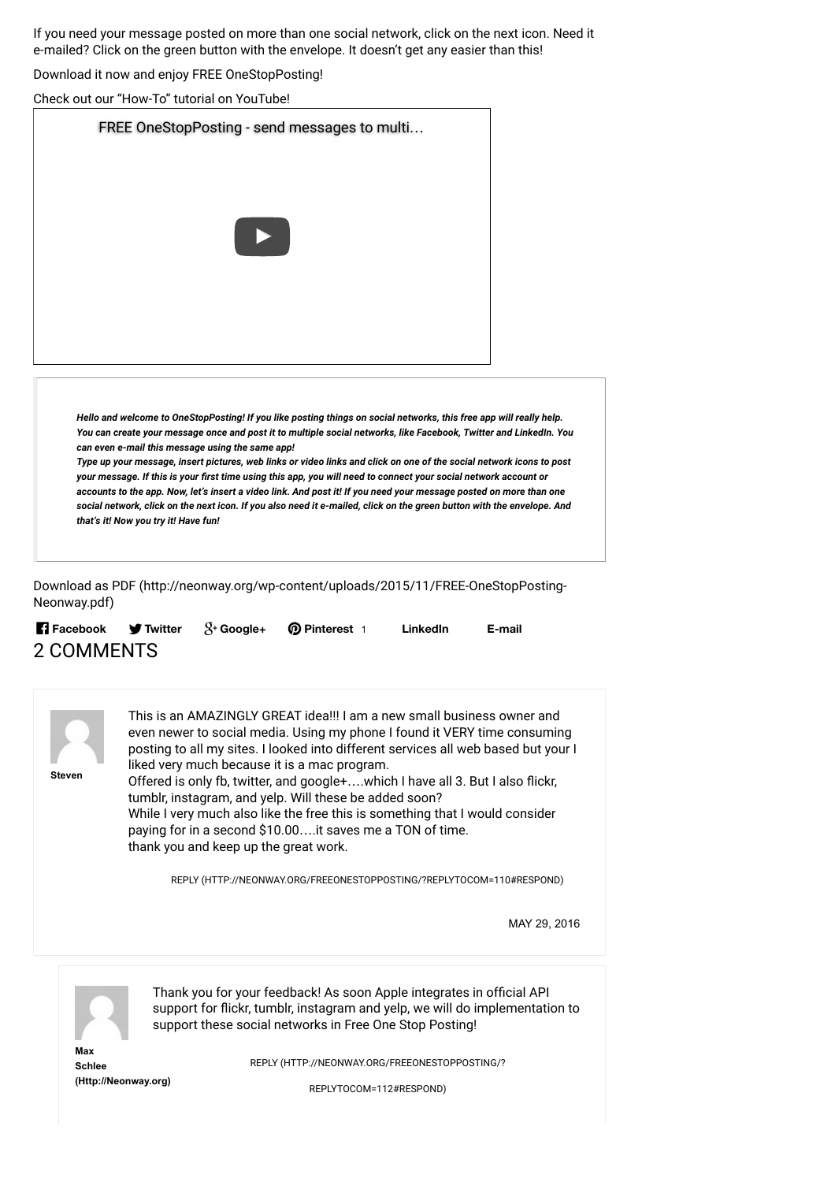If you need your message posted on more than one social network, click on the next icon. Need it e-mailed? Click on the green button with the envelope. It doesn't get any easier than this!

Download it now and enjoy FREE OneStopPosting!

Check out our "How-To" tutorial on YouTube!

FREE OneStopPosting - send messages to multi…

> ***Hello and welcome to OneStopPosting! If you like posting things on social networks, this free app will really help. You can create your message once and post it to multiple social networks, like Facebook, Twitter and LinkedIn. You can even e-mail this message using the same app!***
> ***Type up your message, insert pictures, web links or video links and click on one of the social network icons to post your message. If this is your first time using this app, you will need to connect your social network account or accounts to the app. Now, let's insert a video link. And post it! If you need your message posted on more than one social network, click on the next icon. If you also need it e-mailed, click on the green button with the envelope. And that's it! Now you try it! Have fun!***

Download as PDF (http://neonway.org/wp-content/uploads/2015/11/FREE-OneStopPosting-Neonway.pdf)

**Facebook** **Twitter** **Google+** **Pinterest** 1 **LinkedIn** **E-mail**

## 2 COMMENTS

**Steven**

This is an AMAZINGLY GREAT idea!!! I am a new small business owner and even newer to social media. Using my phone I found it VERY time consuming posting to all my sites. I looked into different services all web based but your I liked very much because it is a mac program.
Offered is only fb, twitter, and google+….which I have all 3. But I also flickr, tumblr, instagram, and yelp. Will these be added soon?
While I very much also like the free this is something that I would consider paying for in a second $10.00….it saves me a TON of time.
thank you and keep up the great work.

REPLY (HTTP://NEONWAY.ORG/FREEONESTOPPOSTING/?REPLYTOCOM=110#RESPOND)

MAY 29, 2016

**Max Schlee (Http://Neonway.org)**

Thank you for your feedback! As soon Apple integrates in official API support for flickr, tumblr, instagram and yelp, we will do implementation to support these social networks in Free One Stop Posting!

REPLY (HTTP://NEONWAY.ORG/FREEONESTOPPOSTING/?REPLYTOCOM=112#RESPOND)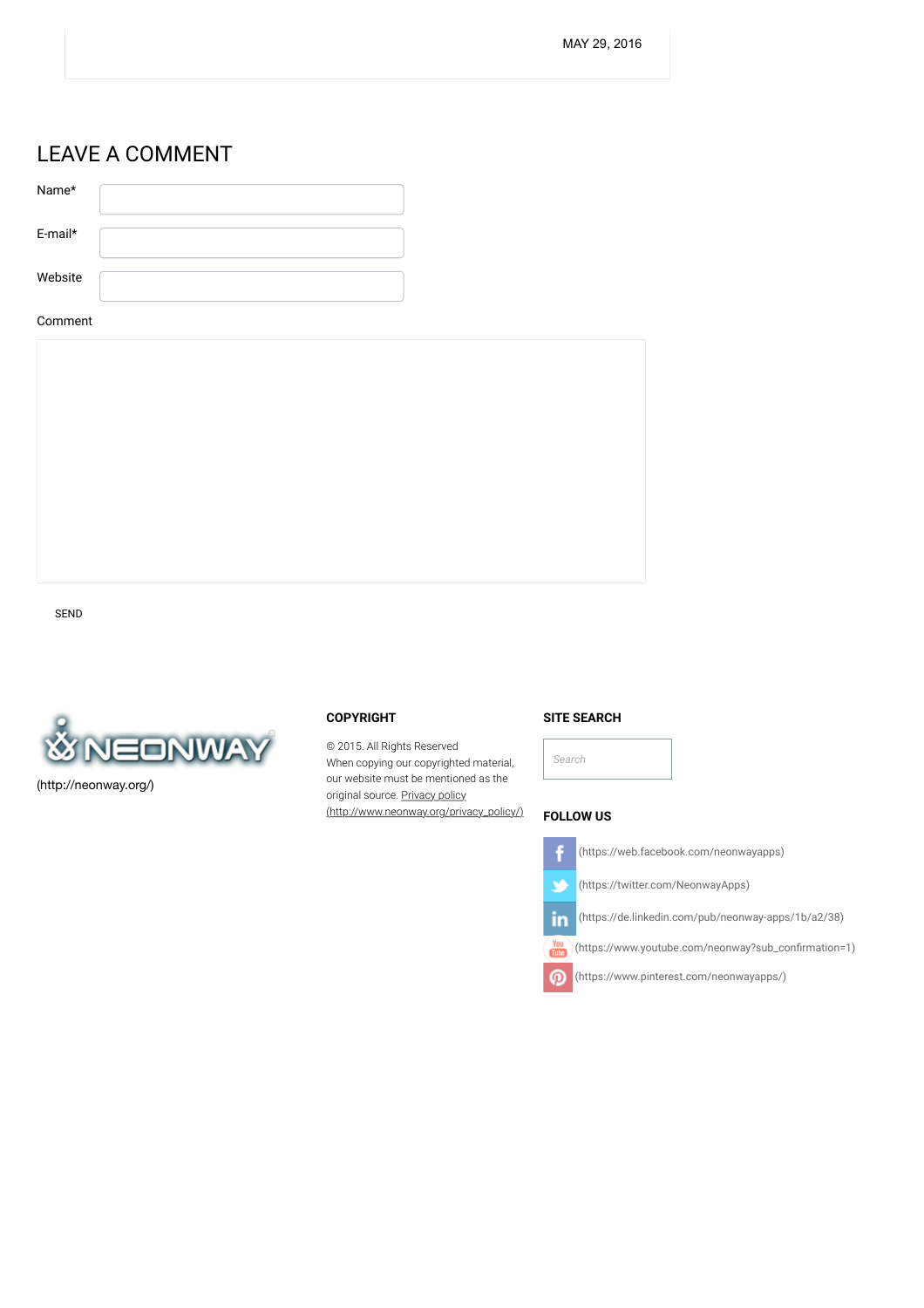MAY 29, 2016

## LEAVE A COMMENT

Name*

E-mail*

Website

Comment

SEND

(http://neonway.org/)

**COPYRIGHT**

© 2015. All Rights Reserved
When copying our copyrighted material, our website must be mentioned as the original source. Privacy policy (http://www.neonway.org/privacy_policy/)

**SITE SEARCH**

Search

**FOLLOW US**

(https://web.facebook.com/neonwayapps)

(https://twitter.com/NeonwayApps)

(https://de.linkedin.com/pub/neonway-apps/1b/a2/38)

(https://www.youtube.com/neonway?sub_confirmation=1)

(https://www.pinterest.com/neonwayapps/)